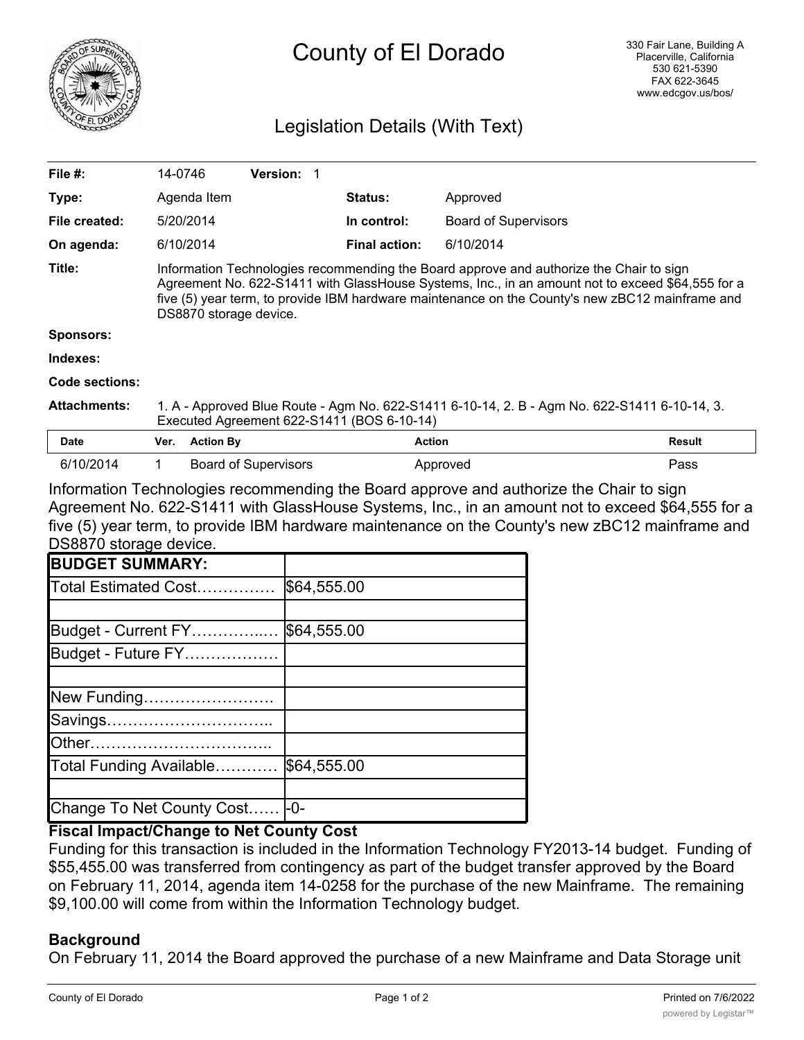# County of El Dorado

330 Fair Lane, Building A
Placerville, California
530 621-5390
FAX 622-3645
www.edcgov.us/bos/

## Legislation Details (With Text)

| | | | |
|---|---|---|---|
| **File #:** | 14-0746 **Version:** 1 | | |
| **Type:** | Agenda Item | **Status:** | Approved |
| **File created:** | 5/20/2014 | **In control:** | Board of Supervisors |
| **On agenda:** | 6/10/2014 | **Final action:** | 6/10/2014 |

**Title:** Information Technologies recommending the Board approve and authorize the Chair to sign Agreement No. 622-S1411 with GlassHouse Systems, Inc., in an amount not to exceed $64,555 for a five (5) year term, to provide IBM hardware maintenance on the County's new zBC12 mainframe and DS8870 storage device.

**Sponsors:**

**Indexes:**

**Code sections:**

**Attachments:** 1. A - Approved Blue Route - Agm No. 622-S1411 6-10-14, 2. B - Agm No. 622-S1411 6-10-14, 3. Executed Agreement 622-S1411 (BOS 6-10-14)

| Date | Ver. | Action By | Action | Result |
|---|---|---|---|---|
| 6/10/2014 | 1 | Board of Supervisors | Approved | Pass |

Information Technologies recommending the Board approve and authorize the Chair to sign Agreement No. 622-S1411 with GlassHouse Systems, Inc., in an amount not to exceed $64,555 for a five (5) year term, to provide IBM hardware maintenance on the County's new zBC12 mainframe and DS8870 storage device.

| **BUDGET SUMMARY:** | |
|---|---|
| Total Estimated Cost…………… | $64,555.00 |
| | |
| Budget - Current FY…………..… | $64,555.00 |
| Budget - Future FY……………… | |
| | |
| New Funding……………………. | |
| Savings………………………….. | |
| Other…………………………….. | |
| Total Funding Available………… | $64,555.00 |
| | |
| Change To Net County Cost…… | -0- |

### Fiscal Impact/Change to Net County Cost

Funding for this transaction is included in the Information Technology FY2013-14 budget. Funding of $55,455.00 was transferred from contingency as part of the budget transfer approved by the Board on February 11, 2014, agenda item 14-0258 for the purchase of the new Mainframe. The remaining $9,100.00 will come from within the Information Technology budget.

### Background

On February 11, 2014 the Board approved the purchase of a new Mainframe and Data Storage unit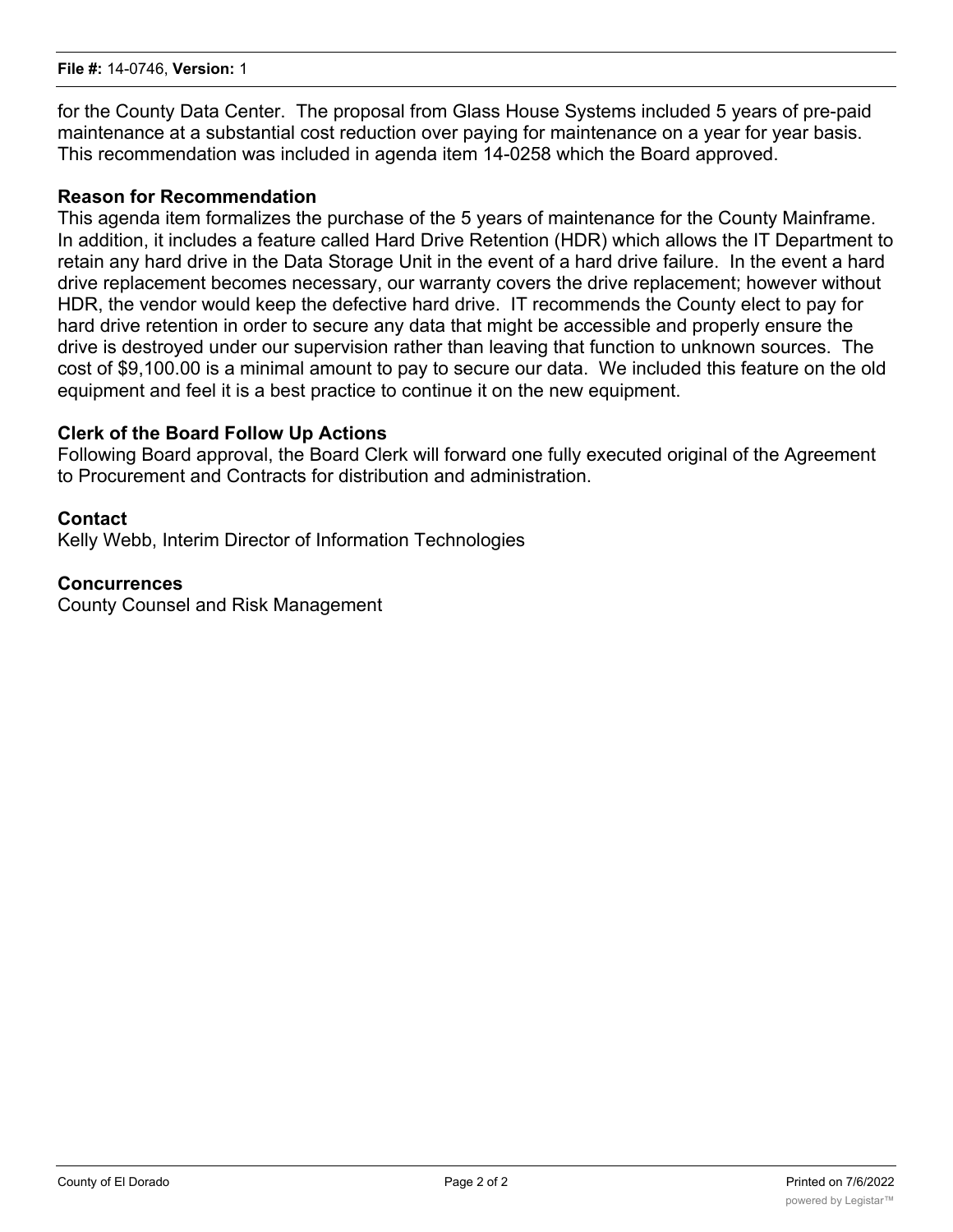for the County Data Center. The proposal from Glass House Systems included 5 years of pre-paid maintenance at a substantial cost reduction over paying for maintenance on a year for year basis. This recommendation was included in agenda item 14-0258 which the Board approved.

## Reason for Recommendation

This agenda item formalizes the purchase of the 5 years of maintenance for the County Mainframe. In addition, it includes a feature called Hard Drive Retention (HDR) which allows the IT Department to retain any hard drive in the Data Storage Unit in the event of a hard drive failure. In the event a hard drive replacement becomes necessary, our warranty covers the drive replacement; however without HDR, the vendor would keep the defective hard drive. IT recommends the County elect to pay for hard drive retention in order to secure any data that might be accessible and properly ensure the drive is destroyed under our supervision rather than leaving that function to unknown sources. The cost of $9,100.00 is a minimal amount to pay to secure our data. We included this feature on the old equipment and feel it is a best practice to continue it on the new equipment.

## Clerk of the Board Follow Up Actions

Following Board approval, the Board Clerk will forward one fully executed original of the Agreement to Procurement and Contracts for distribution and administration.

## Contact

Kelly Webb, Interim Director of Information Technologies

## Concurrences

County Counsel and Risk Management